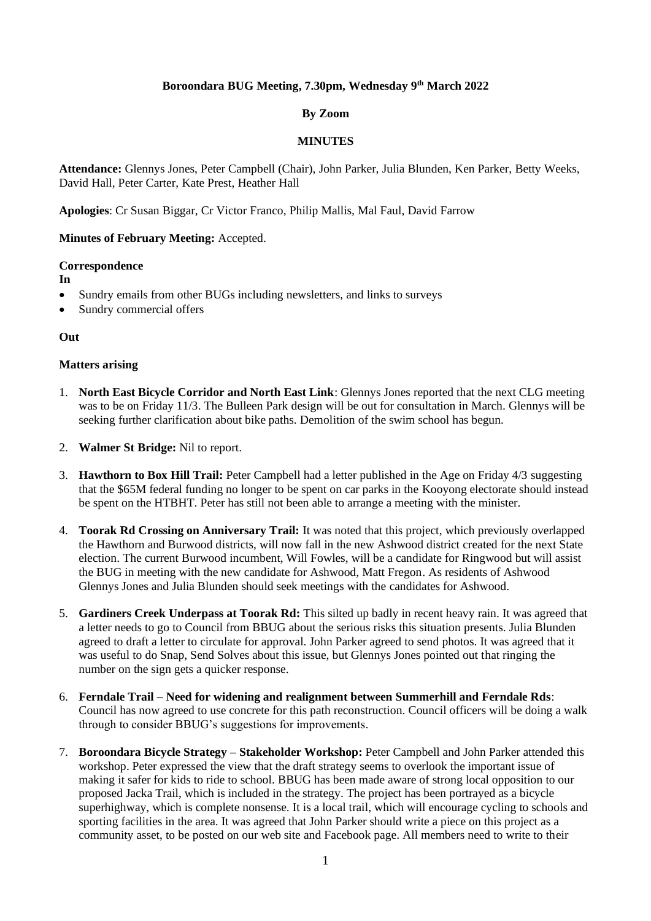**Boroondara BUG Meeting, 7.30pm, Wednesday 9th March 2022**

**By Zoom**

**MINUTES**

**Attendance:** Glennys Jones, Peter Campbell (Chair), John Parker, Julia Blunden, Ken Parker, Betty Weeks, David Hall, Peter Carter, Kate Prest, Heather Hall

**Apologies**: Cr Susan Biggar, Cr Victor Franco, Philip Mallis, Mal Faul, David Farrow

**Minutes of February Meeting:** Accepted.

**Correspondence**

**In**

- Sundry emails from other BUGs including newsletters, and links to surveys
- Sundry commercial offers

**Out**

**Matters arising**

1. **North East Bicycle Corridor and North East Link**: Glennys Jones reported that the next CLG meeting was to be on Friday 11/3. The Bulleen Park design will be out for consultation in March. Glennys will be seeking further clarification about bike paths. Demolition of the swim school has begun.

2. **Walmer St Bridge:** Nil to report.

3. **Hawthorn to Box Hill Trail:** Peter Campbell had a letter published in the Age on Friday 4/3 suggesting that the $65M federal funding no longer to be spent on car parks in the Kooyong electorate should instead be spent on the HTBHT. Peter has still not been able to arrange a meeting with the minister.

4. **Toorak Rd Crossing on Anniversary Trail:** It was noted that this project, which previously overlapped the Hawthorn and Burwood districts, will now fall in the new Ashwood district created for the next State election. The current Burwood incumbent, Will Fowles, will be a candidate for Ringwood but will assist the BUG in meeting with the new candidate for Ashwood, Matt Fregon. As residents of Ashwood Glennys Jones and Julia Blunden should seek meetings with the candidates for Ashwood.

5. **Gardiners Creek Underpass at Toorak Rd:** This silted up badly in recent heavy rain. It was agreed that a letter needs to go to Council from BBUG about the serious risks this situation presents. Julia Blunden agreed to draft a letter to circulate for approval. John Parker agreed to send photos. It was agreed that it was useful to do Snap, Send Solves about this issue, but Glennys Jones pointed out that ringing the number on the sign gets a quicker response.

6. **Ferndale Trail – Need for widening and realignment between Summerhill and Ferndale Rds**: Council has now agreed to use concrete for this path reconstruction. Council officers will be doing a walk through to consider BBUG's suggestions for improvements.

7. **Boroondara Bicycle Strategy – Stakeholder Workshop:** Peter Campbell and John Parker attended this workshop. Peter expressed the view that the draft strategy seems to overlook the important issue of making it safer for kids to ride to school. BBUG has been made aware of strong local opposition to our proposed Jacka Trail, which is included in the strategy. The project has been portrayed as a bicycle superhighway, which is complete nonsense. It is a local trail, which will encourage cycling to schools and sporting facilities in the area. It was agreed that John Parker should write a piece on this project as a community asset, to be posted on our web site and Facebook page. All members need to write to their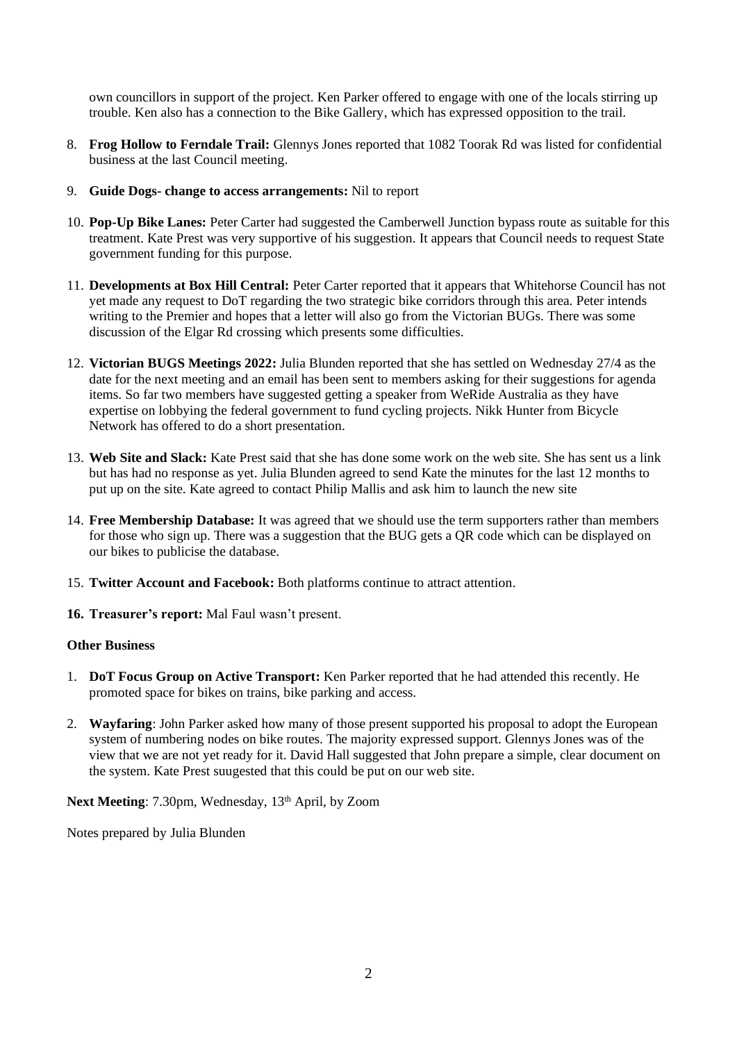own councillors in support of the project. Ken Parker offered to engage with one of the locals stirring up trouble. Ken also has a connection to the Bike Gallery, which has expressed opposition to the trail.

8. **Frog Hollow to Ferndale Trail:** Glennys Jones reported that 1082 Toorak Rd was listed for confidential business at the last Council meeting.

9. **Guide Dogs- change to access arrangements:** Nil to report

10. **Pop-Up Bike Lanes:** Peter Carter had suggested the Camberwell Junction bypass route as suitable for this treatment. Kate Prest was very supportive of his suggestion. It appears that Council needs to request State government funding for this purpose.

11. **Developments at Box Hill Central:** Peter Carter reported that it appears that Whitehorse Council has not yet made any request to DoT regarding the two strategic bike corridors through this area. Peter intends writing to the Premier and hopes that a letter will also go from the Victorian BUGs. There was some discussion of the Elgar Rd crossing which presents some difficulties.

12. **Victorian BUGS Meetings 2022:** Julia Blunden reported that she has settled on Wednesday 27/4 as the date for the next meeting and an email has been sent to members asking for their suggestions for agenda items. So far two members have suggested getting a speaker from WeRide Australia as they have expertise on lobbying the federal government to fund cycling projects. Nikk Hunter from Bicycle Network has offered to do a short presentation.

13. **Web Site and Slack:** Kate Prest said that she has done some work on the web site. She has sent us a link but has had no response as yet. Julia Blunden agreed to send Kate the minutes for the last 12 months to put up on the site. Kate agreed to contact Philip Mallis and ask him to launch the new site

14. **Free Membership Database:** It was agreed that we should use the term supporters rather than members for those who sign up. There was a suggestion that the BUG gets a QR code which can be displayed on our bikes to publicise the database.

15. **Twitter Account and Facebook:** Both platforms continue to attract attention.

16. **Treasurer's report:** Mal Faul wasn't present.

**Other Business**

1. **DoT Focus Group on Active Transport:** Ken Parker reported that he had attended this recently. He promoted space for bikes on trains, bike parking and access.

2. **Wayfaring**: John Parker asked how many of those present supported his proposal to adopt the European system of numbering nodes on bike routes. The majority expressed support. Glennys Jones was of the view that we are not yet ready for it. David Hall suggested that John prepare a simple, clear document on the system. Kate Prest suugested that this could be put on our web site.

**Next Meeting**: 7.30pm, Wednesday, 13th April, by Zoom

Notes prepared by Julia Blunden